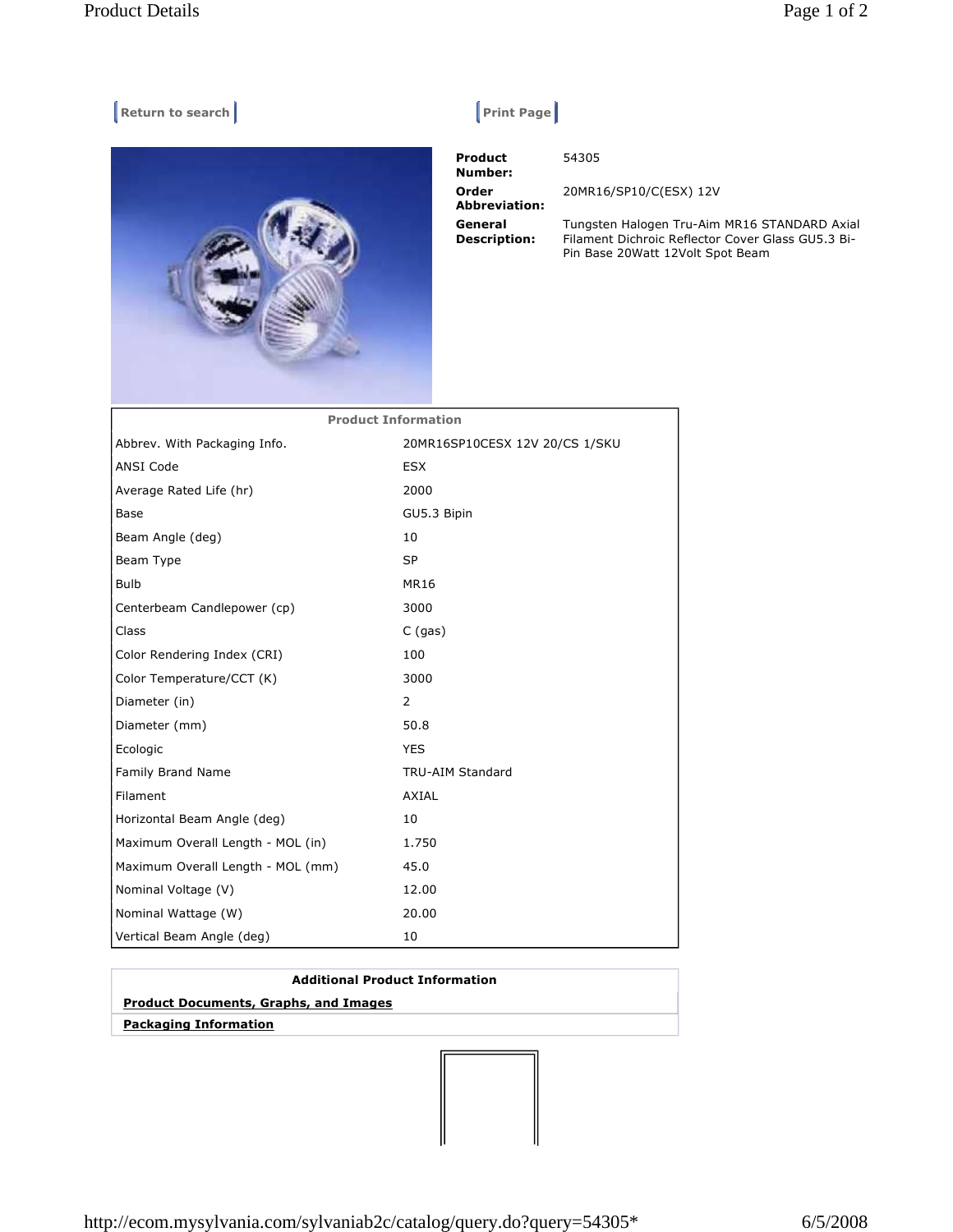Return to search

Print Page

**Product Number:** 54305

**Order Abbreviation:** 20MR16/SP10/C(ESX) 12V

**General Description:** Tungsten Halogen Tru-Aim MR16 STANDARD Axial Filament Dichroic Reflector Cover Glass GU5.3 Bi-Pin Base 20Watt 12Volt Spot Beam

| Product Information | |
|---|---|
| Abbrev. With Packaging Info. | 20MR16SP10CESX 12V 20/CS 1/SKU |
| ANSI Code | ESX |
| Average Rated Life (hr) | 2000 |
| Base | GU5.3 Bipin |
| Beam Angle (deg) | 10 |
| Beam Type | SP |
| Bulb | MR16 |
| Centerbeam Candlepower (cp) | 3000 |
| Class | C (gas) |
| Color Rendering Index (CRI) | 100 |
| Color Temperature/CCT (K) | 3000 |
| Diameter (in) | 2 |
| Diameter (mm) | 50.8 |
| Ecologic | YES |
| Family Brand Name | TRU-AIM Standard |
| Filament | AXIAL |
| Horizontal Beam Angle (deg) | 10 |
| Maximum Overall Length - MOL (in) | 1.750 |
| Maximum Overall Length - MOL (mm) | 45.0 |
| Nominal Voltage (V) | 12.00 |
| Nominal Wattage (W) | 20.00 |
| Vertical Beam Angle (deg) | 10 |

| Additional Product Information |
|---|
| **Product Documents, Graphs, and Images** |
| **Packaging Information** |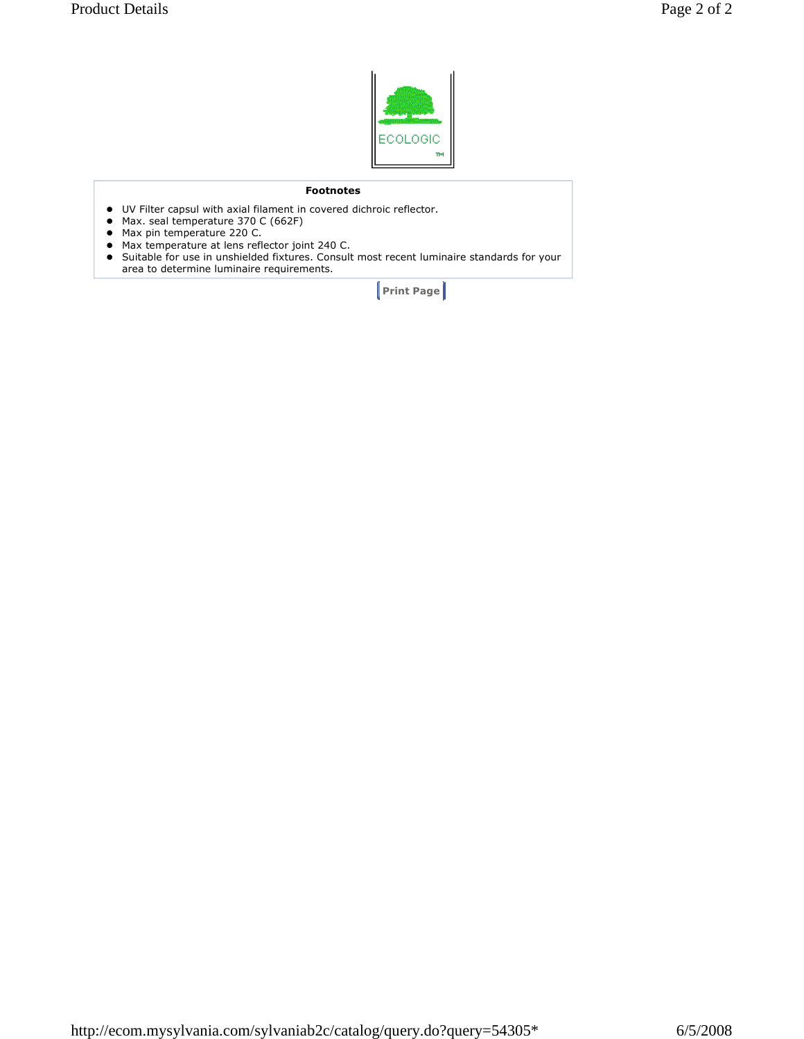ECOLOGIC

TM

**Footnotes**

- UV Filter capsul with axial filament in covered dichroic reflector.
- Max. seal temperature 370 C (662F)
- Max pin temperature 220 C.
- Max temperature at lens reflector joint 240 C.
- Suitable for use in unshielded fixtures. Consult most recent luminaire standards for your area to determine luminaire requirements.

Print Page